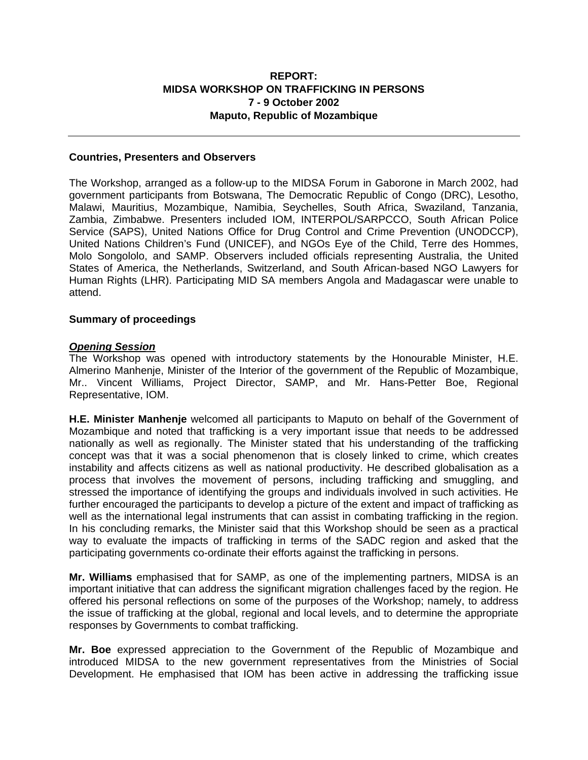# REPORT:
# MIDSA WORKSHOP ON TRAFFICKING IN PERSONS
# 7 - 9 October 2002
# Maputo, Republic of Mozambique

---

**Countries, Presenters and Observers**

The Workshop, arranged as a follow-up to the MIDSA Forum in Gaborone in March 2002, had government participants from Botswana, The Democratic Republic of Congo (DRC), Lesotho, Malawi, Mauritius, Mozambique, Namibia, Seychelles, South Africa, Swaziland, Tanzania, Zambia, Zimbabwe. Presenters included IOM, INTERPOL/SARPCCO, South African Police Service (SAPS), United Nations Office for Drug Control and Crime Prevention (UNODCCP), United Nations Children's Fund (UNICEF), and NGOs Eye of the Child, Terre des Hommes, Molo Songololo, and SAMP. Observers included officials representing Australia, the United States of America, the Netherlands, Switzerland, and South African-based NGO Lawyers for Human Rights (LHR). Participating MID SA members Angola and Madagascar were unable to attend.

**Summary of proceedings**

***Opening Session***

The Workshop was opened with introductory statements by the Honourable Minister, H.E. Almerino Manhenje, Minister of the Interior of the government of the Republic of Mozambique, Mr.. Vincent Williams, Project Director, SAMP, and Mr. Hans-Petter Boe, Regional Representative, IOM.

**H.E. Minister Manhenje** welcomed all participants to Maputo on behalf of the Government of Mozambique and noted that trafficking is a very important issue that needs to be addressed nationally as well as regionally. The Minister stated that his understanding of the trafficking concept was that it was a social phenomenon that is closely linked to crime, which creates instability and affects citizens as well as national productivity. He described globalisation as a process that involves the movement of persons, including trafficking and smuggling, and stressed the importance of identifying the groups and individuals involved in such activities. He further encouraged the participants to develop a picture of the extent and impact of trafficking as well as the international legal instruments that can assist in combating trafficking in the region. In his concluding remarks, the Minister said that this Workshop should be seen as a practical way to evaluate the impacts of trafficking in terms of the SADC region and asked that the participating governments co-ordinate their efforts against the trafficking in persons.

**Mr. Williams** emphasised that for SAMP, as one of the implementing partners, MIDSA is an important initiative that can address the significant migration challenges faced by the region. He offered his personal reflections on some of the purposes of the Workshop; namely, to address the issue of trafficking at the global, regional and local levels, and to determine the appropriate responses by Governments to combat trafficking.

**Mr. Boe** expressed appreciation to the Government of the Republic of Mozambique and introduced MIDSA to the new government representatives from the Ministries of Social Development. He emphasised that IOM has been active in addressing the trafficking issue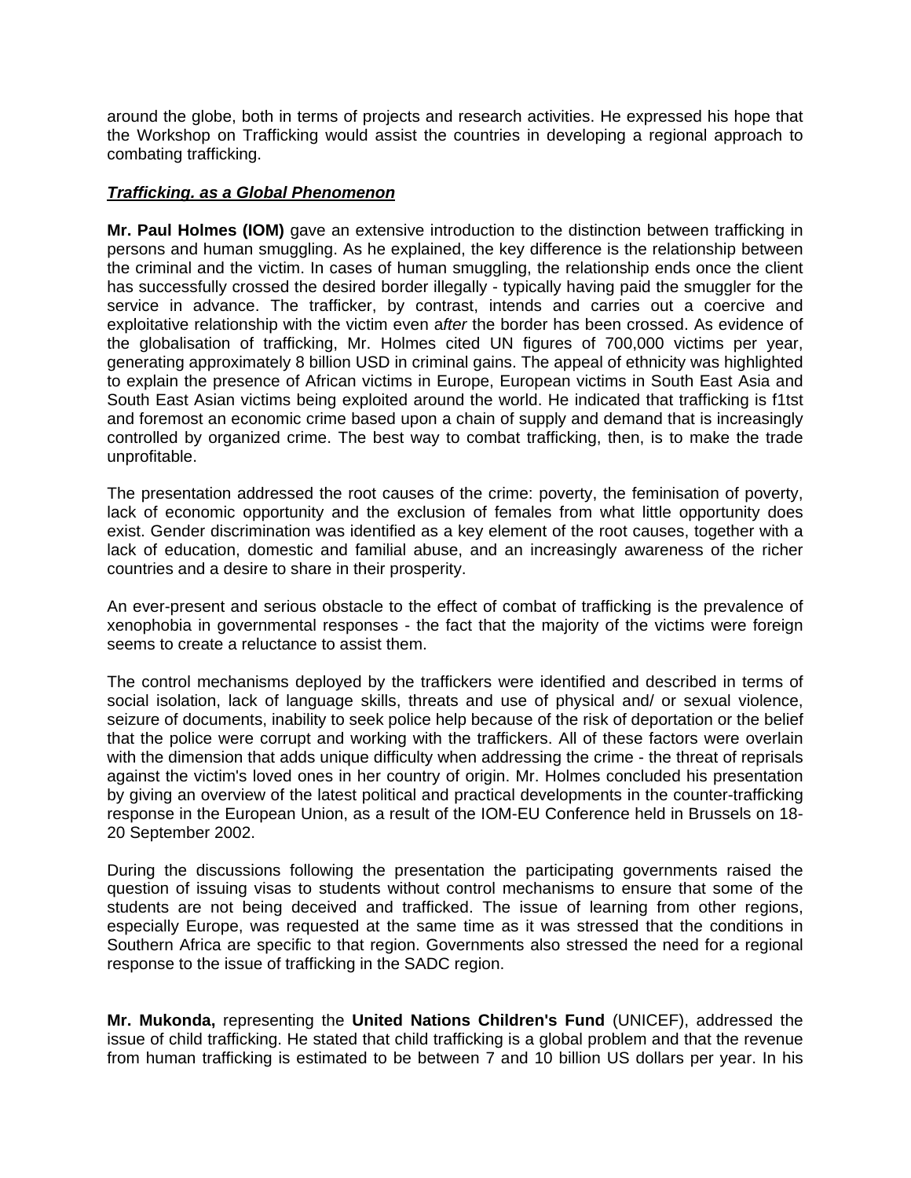around the globe, both in terms of projects and research activities. He expressed his hope that the Workshop on Trafficking would assist the countries in developing a regional approach to combating trafficking.

***Trafficking. as a Global Phenomenon***

**Mr. Paul Holmes (IOM)** gave an extensive introduction to the distinction between trafficking in persons and human smuggling. As he explained, the key difference is the relationship between the criminal and the victim. In cases of human smuggling, the relationship ends once the client has successfully crossed the desired border illegally - typically having paid the smuggler for the service in advance. The trafficker, by contrast, intends and carries out a coercive and exploitative relationship with the victim even a*fter* the border has been crossed. As evidence of the globalisation of trafficking, Mr. Holmes cited UN figures of 700,000 victims per year, generating approximately 8 billion USD in criminal gains. The appeal of ethnicity was highlighted to explain the presence of African victims in Europe, European victims in South East Asia and South East Asian victims being exploited around the world. He indicated that trafficking is f1tst and foremost an economic crime based upon a chain of supply and demand that is increasingly controlled by organized crime. The best way to combat trafficking, then, is to make the trade unprofitable.

The presentation addressed the root causes of the crime: poverty, the feminisation of poverty, lack of economic opportunity and the exclusion of females from what little opportunity does exist. Gender discrimination was identified as a key element of the root causes, together with a lack of education, domestic and familial abuse, and an increasingly awareness of the richer countries and a desire to share in their prosperity.

An ever-present and serious obstacle to the effect of combat of trafficking is the prevalence of xenophobia in governmental responses - the fact that the majority of the victims were foreign seems to create a reluctance to assist them.

The control mechanisms deployed by the traffickers were identified and described in terms of social isolation, lack of language skills, threats and use of physical and/ or sexual violence, seizure of documents, inability to seek police help because of the risk of deportation or the belief that the police were corrupt and working with the traffickers. All of these factors were overlain with the dimension that adds unique difficulty when addressing the crime - the threat of reprisals against the victim's loved ones in her country of origin. Mr. Holmes concluded his presentation by giving an overview of the latest political and practical developments in the counter-trafficking response in the European Union, as a result of the IOM-EU Conference held in Brussels on 18-20 September 2002.

During the discussions following the presentation the participating governments raised the question of issuing visas to students without control mechanisms to ensure that some of the students are not being deceived and trafficked. The issue of learning from other regions, especially Europe, was requested at the same time as it was stressed that the conditions in Southern Africa are specific to that region. Governments also stressed the need for a regional response to the issue of trafficking in the SADC region.

**Mr. Mukonda,** representing the **United Nations Children's Fund** (UNICEF), addressed the issue of child trafficking. He stated that child trafficking is a global problem and that the revenue from human trafficking is estimated to be between 7 and 10 billion US dollars per year. In his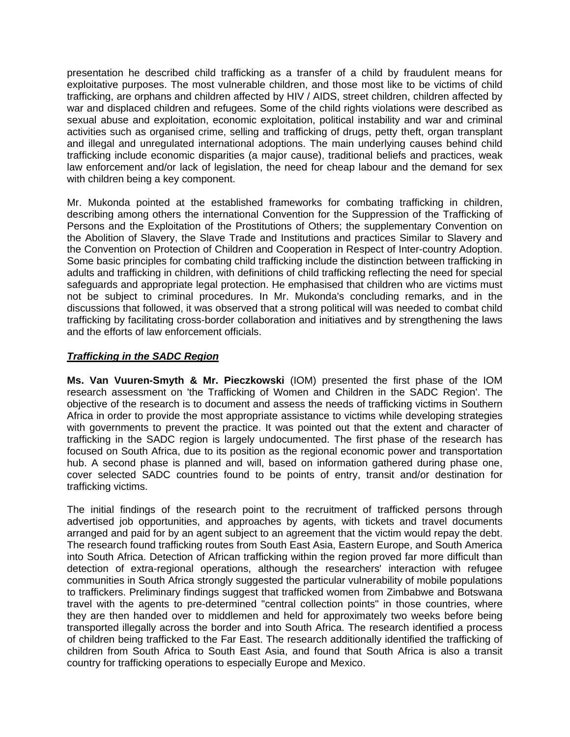presentation he described child trafficking as a transfer of a child by fraudulent means for exploitative purposes. The most vulnerable children, and those most like to be victims of child trafficking, are orphans and children affected by HIV / AIDS, street children, children affected by war and displaced children and refugees. Some of the child rights violations were described as sexual abuse and exploitation, economic exploitation, political instability and war and criminal activities such as organised crime, selling and trafficking of drugs, petty theft, organ transplant and illegal and unregulated international adoptions. The main underlying causes behind child trafficking include economic disparities (a major cause), traditional beliefs and practices, weak law enforcement and/or lack of legislation, the need for cheap labour and the demand for sex with children being a key component.

Mr. Mukonda pointed at the established frameworks for combating trafficking in children, describing among others the international Convention for the Suppression of the Trafficking of Persons and the Exploitation of the Prostitutions of Others; the supplementary Convention on the Abolition of Slavery, the Slave Trade and Institutions and practices Similar to Slavery and the Convention on Protection of Children and Cooperation in Respect of Inter-country Adoption. Some basic principles for combating child trafficking include the distinction between trafficking in adults and trafficking in children, with definitions of child trafficking reflecting the need for special safeguards and appropriate legal protection. He emphasised that children who are victims must not be subject to criminal procedures. In Mr. Mukonda's concluding remarks, and in the discussions that followed, it was observed that a strong political will was needed to combat child trafficking by facilitating cross-border collaboration and initiatives and by strengthening the laws and the efforts of law enforcement officials.

***Trafficking in the SADC Region***

**Ms. Van Vuuren-Smyth & Mr. Pieczkowski** (IOM) presented the first phase of the IOM research assessment on 'the Trafficking of Women and Children in the SADC Region'. The objective of the research is to document and assess the needs of trafficking victims in Southern Africa in order to provide the most appropriate assistance to victims while developing strategies with governments to prevent the practice. It was pointed out that the extent and character of trafficking in the SADC region is largely undocumented. The first phase of the research has focused on South Africa, due to its position as the regional economic power and transportation hub. A second phase is planned and will, based on information gathered during phase one, cover selected SADC countries found to be points of entry, transit and/or destination for trafficking victims.

The initial findings of the research point to the recruitment of trafficked persons through advertised job opportunities, and approaches by agents, with tickets and travel documents arranged and paid for by an agent subject to an agreement that the victim would repay the debt. The research found trafficking routes from South East Asia, Eastern Europe, and South America into South Africa. Detection of African trafficking within the region proved far more difficult than detection of extra-regional operations, although the researchers' interaction with refugee communities in South Africa strongly suggested the particular vulnerability of mobile populations to traffickers. Preliminary findings suggest that trafficked women from Zimbabwe and Botswana travel with the agents to pre-determined "central collection points" in those countries, where they are then handed over to middlemen and held for approximately two weeks before being transported illegally across the border and into South Africa. The research identified a process of children being trafficked to the Far East. The research additionally identified the trafficking of children from South Africa to South East Asia, and found that South Africa is also a transit country for trafficking operations to especially Europe and Mexico.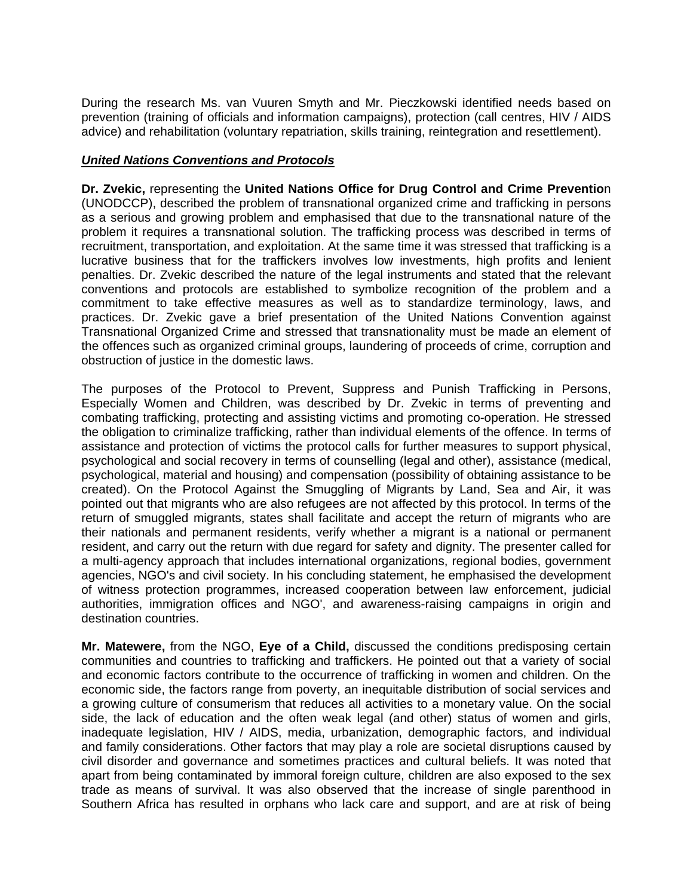During the research Ms. van Vuuren Smyth and Mr. Pieczkowski identified needs based on prevention (training of officials and information campaigns), protection (call centres, HIV / AIDS advice) and rehabilitation (voluntary repatriation, skills training, reintegration and resettlement).

***United Nations Conventions and Protocols***

**Dr. Zvekic,** representing the **United Nations Office for Drug Control and Crime Preventio**n (UNODCCP), described the problem of transnational organized crime and trafficking in persons as a serious and growing problem and emphasised that due to the transnational nature of the problem it requires a transnational solution. The trafficking process was described in terms of recruitment, transportation, and exploitation. At the same time it was stressed that trafficking is a lucrative business that for the traffickers involves low investments, high profits and lenient penalties. Dr. Zvekic described the nature of the legal instruments and stated that the relevant conventions and protocols are established to symbolize recognition of the problem and a commitment to take effective measures as well as to standardize terminology, laws, and practices. Dr. Zvekic gave a brief presentation of the United Nations Convention against Transnational Organized Crime and stressed that transnationality must be made an element of the offences such as organized criminal groups, laundering of proceeds of crime, corruption and obstruction of justice in the domestic laws.

The purposes of the Protocol to Prevent, Suppress and Punish Trafficking in Persons, Especially Women and Children, was described by Dr. Zvekic in terms of preventing and combating trafficking, protecting and assisting victims and promoting co-operation. He stressed the obligation to criminalize trafficking, rather than individual elements of the offence. In terms of assistance and protection of victims the protocol calls for further measures to support physical, psychological and social recovery in terms of counselling (legal and other), assistance (medical, psychological, material and housing) and compensation (possibility of obtaining assistance to be created). On the Protocol Against the Smuggling of Migrants by Land, Sea and Air, it was pointed out that migrants who are also refugees are not affected by this protocol. In terms of the return of smuggled migrants, states shall facilitate and accept the return of migrants who are their nationals and permanent residents, verify whether a migrant is a national or permanent resident, and carry out the return with due regard for safety and dignity. The presenter called for a multi-agency approach that includes international organizations, regional bodies, government agencies, NGO's and civil society. In his concluding statement, he emphasised the development of witness protection programmes, increased cooperation between law enforcement, judicial authorities, immigration offices and NGO', and awareness-raising campaigns in origin and destination countries.

**Mr. Matewere,** from the NGO, **Eye of a Child,** discussed the conditions predisposing certain communities and countries to trafficking and traffickers. He pointed out that a variety of social and economic factors contribute to the occurrence of trafficking in women and children. On the economic side, the factors range from poverty, an inequitable distribution of social services and a growing culture of consumerism that reduces all activities to a monetary value. On the social side, the lack of education and the often weak legal (and other) status of women and girls, inadequate legislation, HIV / AIDS, media, urbanization, demographic factors, and individual and family considerations. Other factors that may play a role are societal disruptions caused by civil disorder and governance and sometimes practices and cultural beliefs. It was noted that apart from being contaminated by immoral foreign culture, children are also exposed to the sex trade as means of survival. It was also observed that the increase of single parenthood in Southern Africa has resulted in orphans who lack care and support, and are at risk of being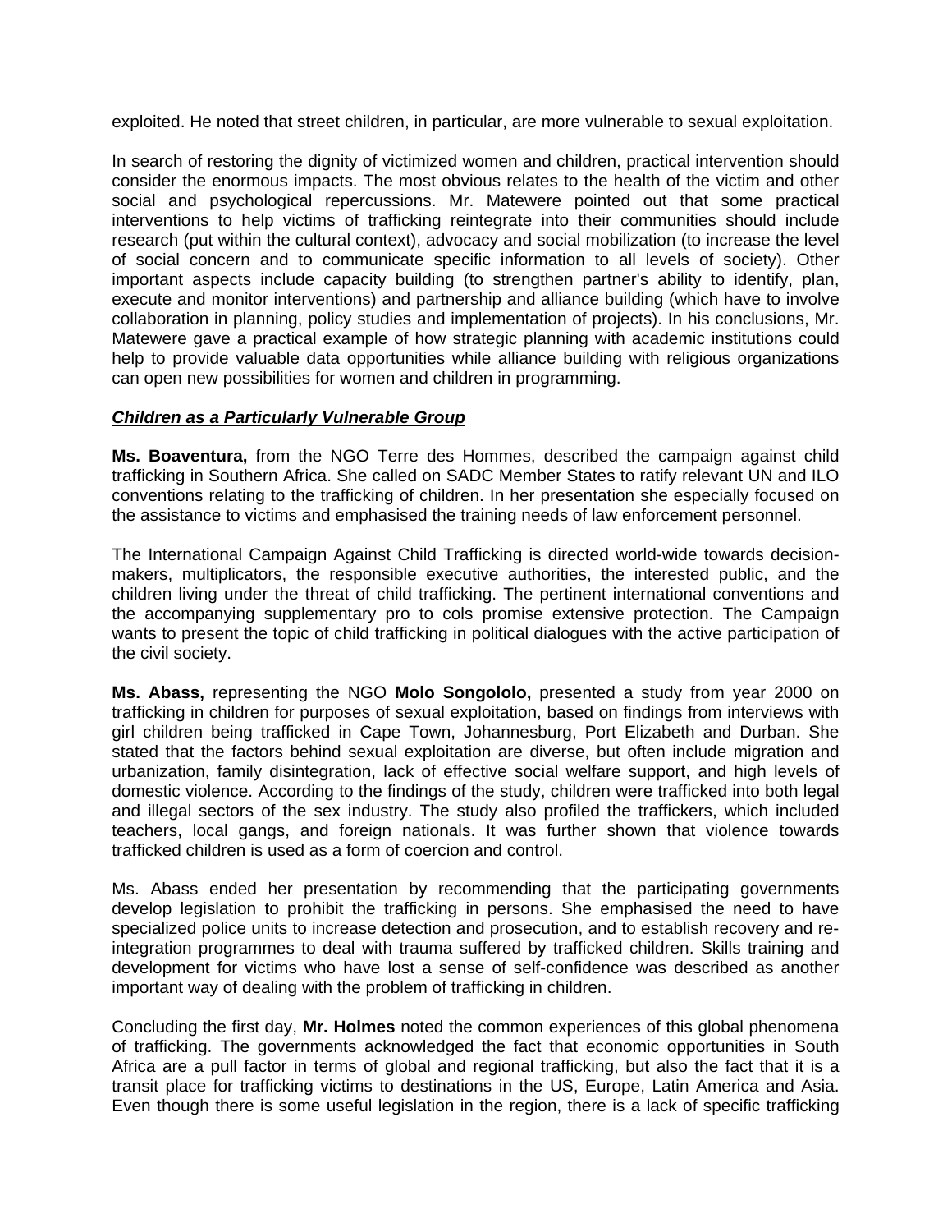exploited. He noted that street children, in particular, are more vulnerable to sexual exploitation.

In search of restoring the dignity of victimized women and children, practical intervention should consider the enormous impacts. The most obvious relates to the health of the victim and other social and psychological repercussions. Mr. Matewere pointed out that some practical interventions to help victims of trafficking reintegrate into their communities should include research (put within the cultural context), advocacy and social mobilization (to increase the level of social concern and to communicate specific information to all levels of society). Other important aspects include capacity building (to strengthen partner's ability to identify, plan, execute and monitor interventions) and partnership and alliance building (which have to involve collaboration in planning, policy studies and implementation of projects). In his conclusions, Mr. Matewere gave a practical example of how strategic planning with academic institutions could help to provide valuable data opportunities while alliance building with religious organizations can open new possibilities for women and children in programming.

***Children as a Particularly Vulnerable Group***

**Ms. Boaventura,** from the NGO Terre des Hommes, described the campaign against child trafficking in Southern Africa. She called on SADC Member States to ratify relevant UN and ILO conventions relating to the trafficking of children. In her presentation she especially focused on the assistance to victims and emphasised the training needs of law enforcement personnel.

The International Campaign Against Child Trafficking is directed world-wide towards decision-makers, multiplicators, the responsible executive authorities, the interested public, and the children living under the threat of child trafficking. The pertinent international conventions and the accompanying supplementary pro to cols promise extensive protection. The Campaign wants to present the topic of child trafficking in political dialogues with the active participation of the civil society.

**Ms. Abass,** representing the NGO **Molo Songololo,** presented a study from year 2000 on trafficking in children for purposes of sexual exploitation, based on findings from interviews with girl children being trafficked in Cape Town, Johannesburg, Port Elizabeth and Durban. She stated that the factors behind sexual exploitation are diverse, but often include migration and urbanization, family disintegration, lack of effective social welfare support, and high levels of domestic violence. According to the findings of the study, children were trafficked into both legal and illegal sectors of the sex industry. The study also profiled the traffickers, which included teachers, local gangs, and foreign nationals. It was further shown that violence towards trafficked children is used as a form of coercion and control.

Ms. Abass ended her presentation by recommending that the participating governments develop legislation to prohibit the trafficking in persons. She emphasised the need to have specialized police units to increase detection and prosecution, and to establish recovery and re-integration programmes to deal with trauma suffered by trafficked children. Skills training and development for victims who have lost a sense of self-confidence was described as another important way of dealing with the problem of trafficking in children.

Concluding the first day, **Mr. Holmes** noted the common experiences of this global phenomena of trafficking. The governments acknowledged the fact that economic opportunities in South Africa are a pull factor in terms of global and regional trafficking, but also the fact that it is a transit place for trafficking victims to destinations in the US, Europe, Latin America and Asia. Even though there is some useful legislation in the region, there is a lack of specific trafficking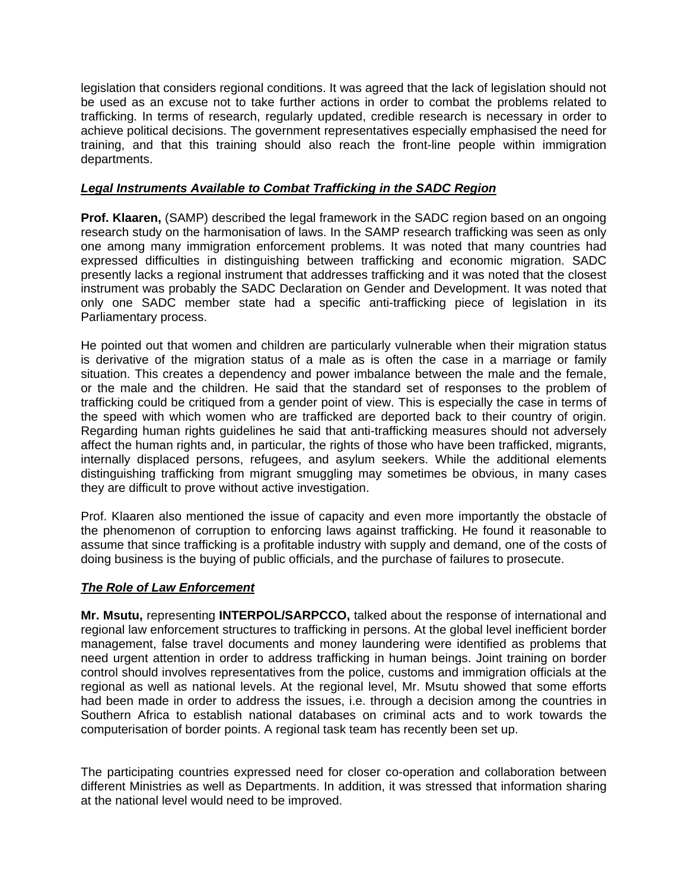legislation that considers regional conditions. It was agreed that the lack of legislation should not be used as an excuse not to take further actions in order to combat the problems related to trafficking. In terms of research, regularly updated, credible research is necessary in order to achieve political decisions. The government representatives especially emphasised the need for training, and that this training should also reach the front-line people within immigration departments.

***Legal Instruments Available to Combat Trafficking in the SADC Region***

**Prof. Klaaren,** (SAMP) described the legal framework in the SADC region based on an ongoing research study on the harmonisation of laws. In the SAMP research trafficking was seen as only one among many immigration enforcement problems. It was noted that many countries had expressed difficulties in distinguishing between trafficking and economic migration. SADC presently lacks a regional instrument that addresses trafficking and it was noted that the closest instrument was probably the SADC Declaration on Gender and Development. It was noted that only one SADC member state had a specific anti-trafficking piece of legislation in its Parliamentary process.

He pointed out that women and children are particularly vulnerable when their migration status is derivative of the migration status of a male as is often the case in a marriage or family situation. This creates a dependency and power imbalance between the male and the female, or the male and the children. He said that the standard set of responses to the problem of trafficking could be critiqued from a gender point of view. This is especially the case in terms of the speed with which women who are trafficked are deported back to their country of origin. Regarding human rights guidelines he said that anti-trafficking measures should not adversely affect the human rights and, in particular, the rights of those who have been trafficked, migrants, internally displaced persons, refugees, and asylum seekers. While the additional elements distinguishing trafficking from migrant smuggling may sometimes be obvious, in many cases they are difficult to prove without active investigation.

Prof. Klaaren also mentioned the issue of capacity and even more importantly the obstacle of the phenomenon of corruption to enforcing laws against trafficking. He found it reasonable to assume that since trafficking is a profitable industry with supply and demand, one of the costs of doing business is the buying of public officials, and the purchase of failures to prosecute.

***The Role of Law Enforcement***

**Mr. Msutu,** representing **INTERPOL/SARPCCO,** talked about the response of international and regional law enforcement structures to trafficking in persons. At the global level inefficient border management, false travel documents and money laundering were identified as problems that need urgent attention in order to address trafficking in human beings. Joint training on border control should involves representatives from the police, customs and immigration officials at the regional as well as national levels. At the regional level, Mr. Msutu showed that some efforts had been made in order to address the issues, i.e. through a decision among the countries in Southern Africa to establish national databases on criminal acts and to work towards the computerisation of border points. A regional task team has recently been set up.

The participating countries expressed need for closer co-operation and collaboration between different Ministries as well as Departments. In addition, it was stressed that information sharing at the national level would need to be improved.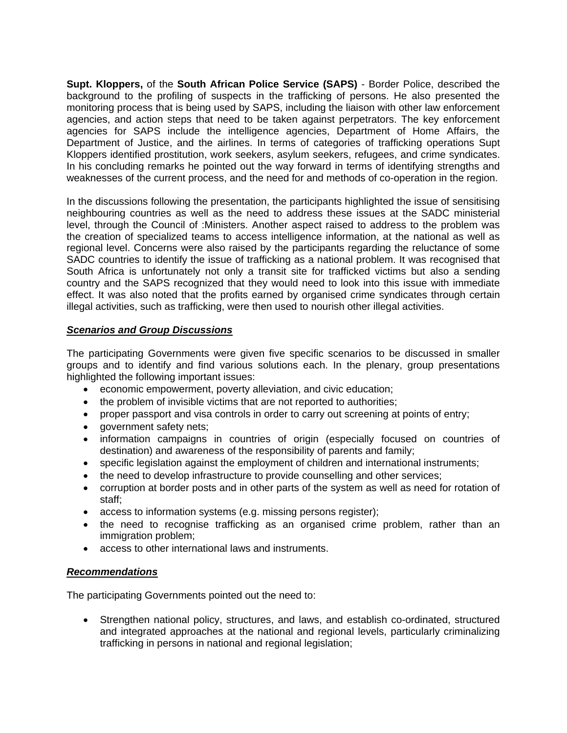**Supt. Kloppers,** of the **South African Police Service (SAPS)** - Border Police, described the background to the profiling of suspects in the trafficking of persons. He also presented the monitoring process that is being used by SAPS, including the liaison with other law enforcement agencies, and action steps that need to be taken against perpetrators. The key enforcement agencies for SAPS include the intelligence agencies, Department of Home Affairs, the Department of Justice, and the airlines. In terms of categories of trafficking operations Supt Kloppers identified prostitution, work seekers, asylum seekers, refugees, and crime syndicates. In his concluding remarks he pointed out the way forward in terms of identifying strengths and weaknesses of the current process, and the need for and methods of co-operation in the region.

In the discussions following the presentation, the participants highlighted the issue of sensitising neighbouring countries as well as the need to address these issues at the SADC ministerial level, through the Council of :Ministers. Another aspect raised to address to the problem was the creation of specialized teams to access intelligence information, at the national as well as regional level. Concerns were also raised by the participants regarding the reluctance of some SADC countries to identify the issue of trafficking as a national problem. It was recognised that South Africa is unfortunately not only a transit site for trafficked victims but also a sending country and the SAPS recognized that they would need to look into this issue with immediate effect. It was also noted that the profits earned by organised crime syndicates through certain illegal activities, such as trafficking, were then used to nourish other illegal activities.

***Scenarios and Group Discussions***

The participating Governments were given five specific scenarios to be discussed in smaller groups and to identify and find various solutions each. In the plenary, group presentations highlighted the following important issues:

- economic empowerment, poverty alleviation, and civic education;
- the problem of invisible victims that are not reported to authorities;
- proper passport and visa controls in order to carry out screening at points of entry;
- government safety nets;
- information campaigns in countries of origin (especially focused on countries of destination) and awareness of the responsibility of parents and family;
- specific legislation against the employment of children and international instruments;
- the need to develop infrastructure to provide counselling and other services;
- corruption at border posts and in other parts of the system as well as need for rotation of staff;
- access to information systems (e.g. missing persons register);
- the need to recognise trafficking as an organised crime problem, rather than an immigration problem;
- access to other international laws and instruments.

***Recommendations***

The participating Governments pointed out the need to:

- Strengthen national policy, structures, and laws, and establish co-ordinated, structured and integrated approaches at the national and regional levels, particularly criminalizing trafficking in persons in national and regional legislation;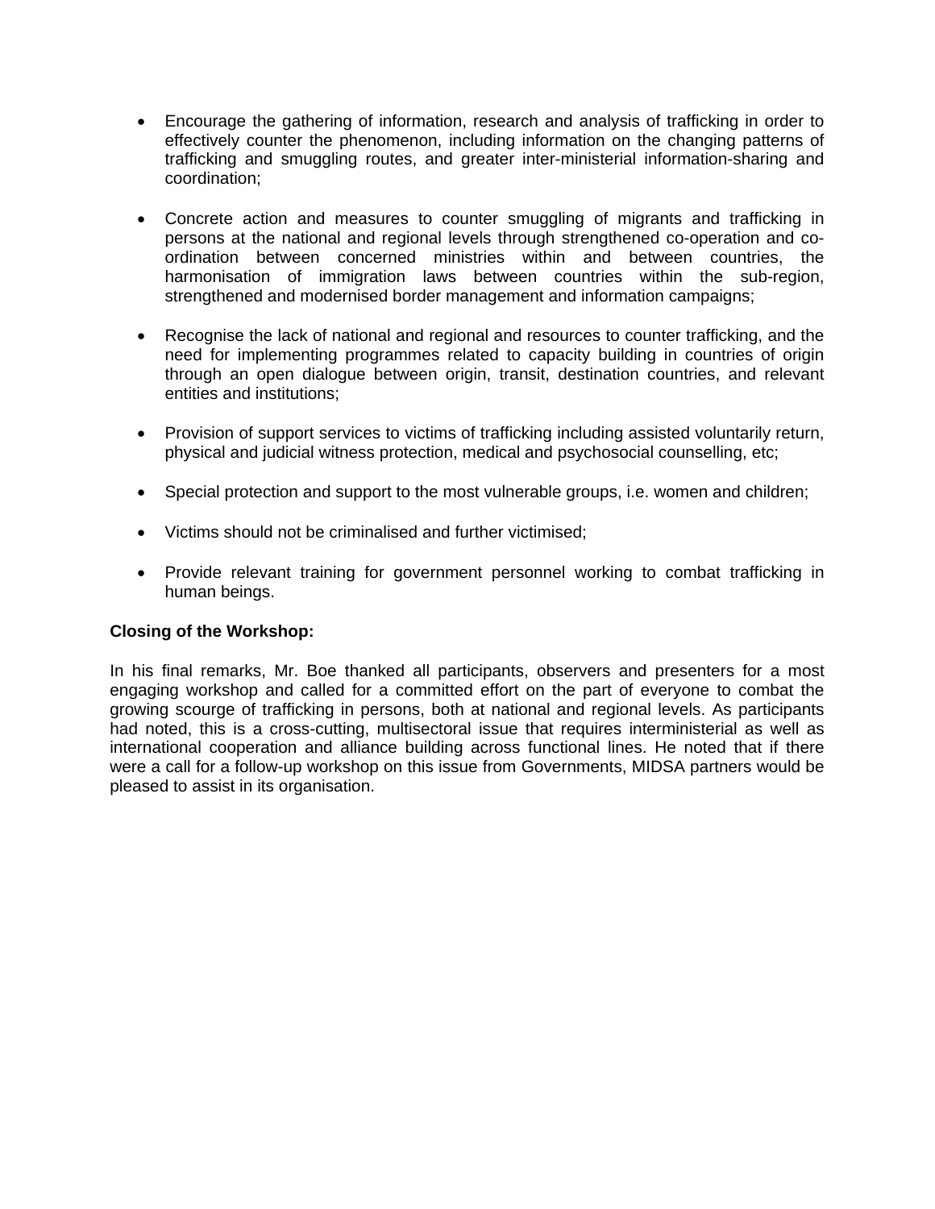- Encourage the gathering of information, research and analysis of trafficking in order to effectively counter the phenomenon, including information on the changing patterns of trafficking and smuggling routes, and greater inter-ministerial information-sharing and coordination;

- Concrete action and measures to counter smuggling of migrants and trafficking in persons at the national and regional levels through strengthened co-operation and co-ordination between concerned ministries within and between countries, the harmonisation of immigration laws between countries within the sub-region, strengthened and modernised border management and information campaigns;

- Recognise the lack of national and regional and resources to counter trafficking, and the need for implementing programmes related to capacity building in countries of origin through an open dialogue between origin, transit, destination countries, and relevant entities and institutions;

- Provision of support services to victims of trafficking including assisted voluntarily return, physical and judicial witness protection, medical and psychosocial counselling, etc;

- Special protection and support to the most vulnerable groups, i.e. women and children;

- Victims should not be criminalised and further victimised;

- Provide relevant training for government personnel working to combat trafficking in human beings.

**Closing of the Workshop:**

In his final remarks, Mr. Boe thanked all participants, observers and presenters for a most engaging workshop and called for a committed effort on the part of everyone to combat the growing scourge of trafficking in persons, both at national and regional levels. As participants had noted, this is a cross-cutting, multisectoral issue that requires interministerial as well as international cooperation and alliance building across functional lines. He noted that if there were a call for a follow-up workshop on this issue from Governments, MIDSA partners would be pleased to assist in its organisation.